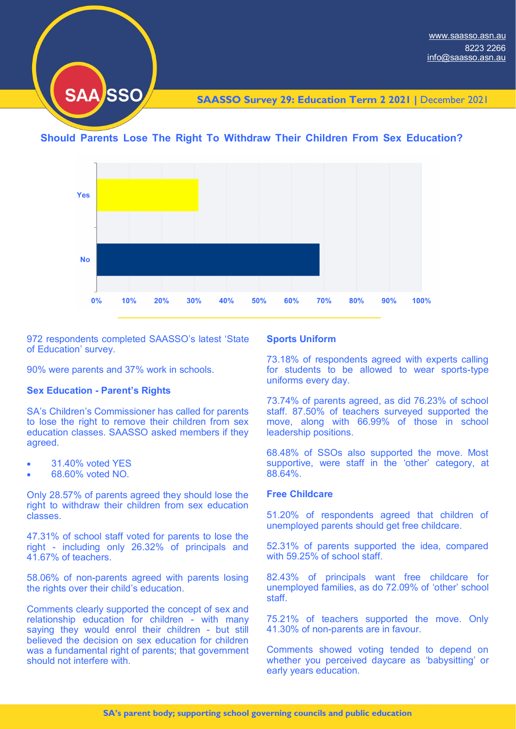www.saasso.asn.au
8223 2266
info@saasso.asn.au

**SAASSO Survey 29: Education Term 2 2021 |** December 2021

## Should Parents Lose The Right To Withdraw Their Children From Sex Education?

972 respondents completed SAASSO's latest 'State of Education' survey.

90% were parents and 37% work in schools.

### Sex Education - Parent's Rights

SA's Children's Commissioner has called for parents to lose the right to remove their children from sex education classes. SAASSO asked members if they agreed.

- 31.40% voted YES
- 68.60% voted NO.

Only 28.57% of parents agreed they should lose the right to withdraw their children from sex education classes.

47.31% of school staff voted for parents to lose the right - including only 26.32% of principals and 41.67% of teachers.

58.06% of non-parents agreed with parents losing the rights over their child's education.

Comments clearly supported the concept of sex and relationship education for children - with many saying they would enrol their children - but still believed the decision on sex education for children was a fundamental right of parents; that government should not interfere with.

### Sports Uniform

73.18% of respondents agreed with experts calling for students to be allowed to wear sports-type uniforms every day.

73.74% of parents agreed, as did 76.23% of school staff. 87.50% of teachers surveyed supported the move, along with 66.99% of those in school leadership positions.

68.48% of SSOs also supported the move. Most supportive, were staff in the 'other' category, at 88.64%.

### Free Childcare

51.20% of respondents agreed that children of unemployed parents should get free childcare.

52.31% of parents supported the idea, compared with 59.25% of school staff.

82.43% of principals want free childcare for unemployed families, as do 72.09% of 'other' school staff.

75.21% of teachers supported the move. Only 41.30% of non-parents are in favour.

Comments showed voting tended to depend on whether you perceived daycare as 'babysitting' or early years education.

**SA's parent body; supporting school governing councils and public education**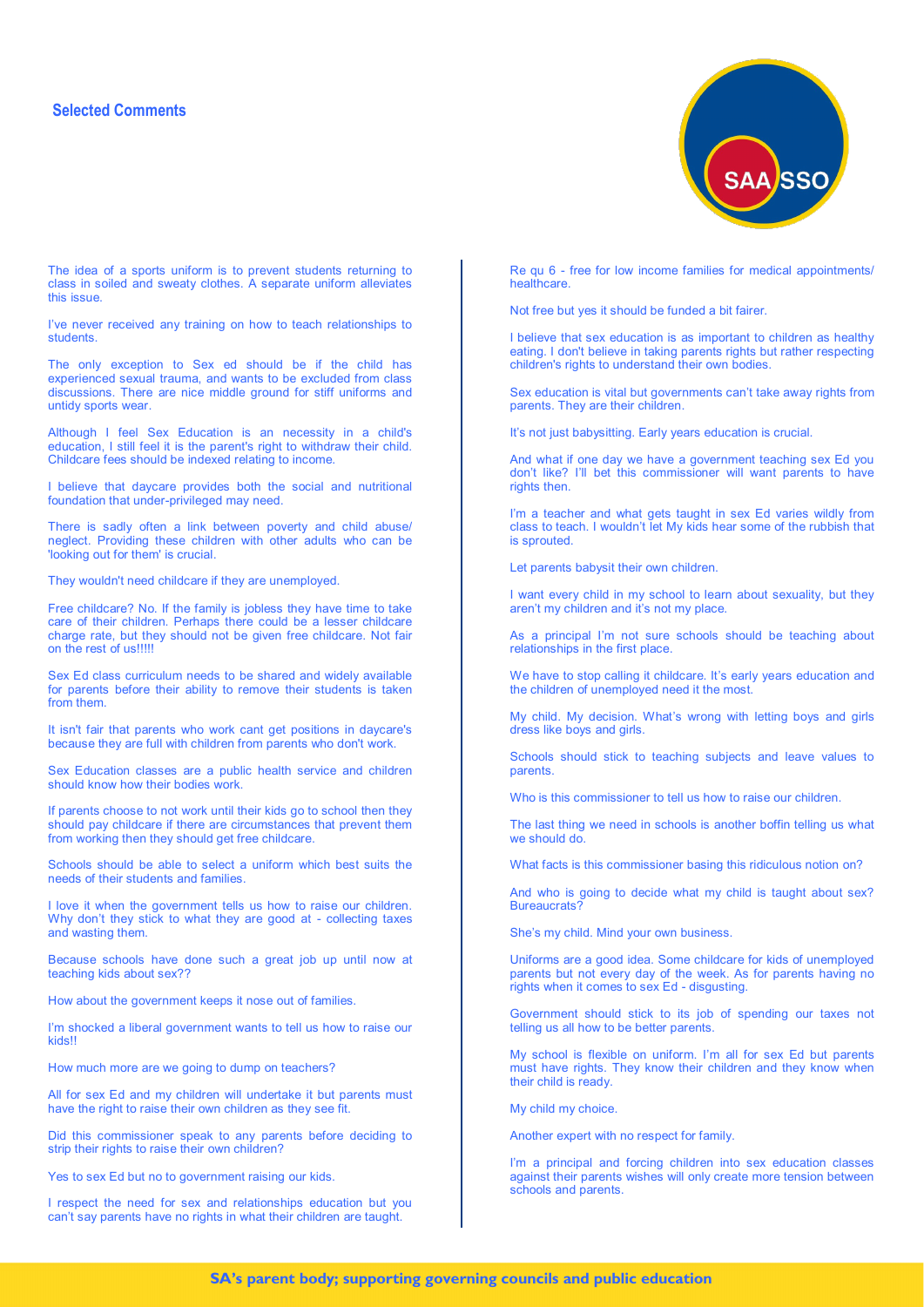## Selected Comments

The idea of a sports uniform is to prevent students returning to class in soiled and sweaty clothes. A separate uniform alleviates this issue.

I've never received any training on how to teach relationships to students.

The only exception to Sex ed should be if the child has experienced sexual trauma, and wants to be excluded from class discussions. There are nice middle ground for stiff uniforms and untidy sports wear.

Although I feel Sex Education is an necessity in a child's education, I still feel it is the parent's right to withdraw their child. Childcare fees should be indexed relating to income.

I believe that daycare provides both the social and nutritional foundation that under-privileged may need.

There is sadly often a link between poverty and child abuse/ neglect. Providing these children with other adults who can be 'looking out for them' is crucial.

They wouldn't need childcare if they are unemployed.

Free childcare? No. If the family is jobless they have time to take care of their children. Perhaps there could be a lesser childcare charge rate, but they should not be given free childcare. Not fair on the rest of us!!!!!

Sex Ed class curriculum needs to be shared and widely available for parents before their ability to remove their students is taken from them.

It isn't fair that parents who work cant get positions in daycare's because they are full with children from parents who don't work.

Sex Education classes are a public health service and children should know how their bodies work.

If parents choose to not work until their kids go to school then they should pay childcare if there are circumstances that prevent them from working then they should get free childcare.

Schools should be able to select a uniform which best suits the needs of their students and families.

I love it when the government tells us how to raise our children. Why don't they stick to what they are good at - collecting taxes and wasting them.

Because schools have done such a great job up until now at teaching kids about sex??

How about the government keeps it nose out of families.

I'm shocked a liberal government wants to tell us how to raise our kids!!

How much more are we going to dump on teachers?

All for sex Ed and my children will undertake it but parents must have the right to raise their own children as they see fit.

Did this commissioner speak to any parents before deciding to strip their rights to raise their own children?

Yes to sex Ed but no to government raising our kids.

I respect the need for sex and relationships education but you can't say parents have no rights in what their children are taught.

Re qu 6 - free for low income families for medical appointments/ healthcare.

Not free but yes it should be funded a bit fairer.

I believe that sex education is as important to children as healthy eating. I don't believe in taking parents rights but rather respecting children's rights to understand their own bodies.

Sex education is vital but governments can't take away rights from parents. They are their children.

It's not just babysitting. Early years education is crucial.

And what if one day we have a government teaching sex Ed you don't like? I'll bet this commissioner will want parents to have rights then.

I'm a teacher and what gets taught in sex Ed varies wildly from class to teach. I wouldn't let My kids hear some of the rubbish that is sprouted.

Let parents babysit their own children.

I want every child in my school to learn about sexuality, but they aren't my children and it's not my place.

As a principal I'm not sure schools should be teaching about relationships in the first place.

We have to stop calling it childcare. It's early years education and the children of unemployed need it the most.

My child. My decision. What's wrong with letting boys and girls dress like boys and girls.

Schools should stick to teaching subjects and leave values to parents.

Who is this commissioner to tell us how to raise our children.

The last thing we need in schools is another boffin telling us what we should do.

What facts is this commissioner basing this ridiculous notion on?

And who is going to decide what my child is taught about sex? Bureaucrats?

She's my child. Mind your own business.

Uniforms are a good idea. Some childcare for kids of unemployed parents but not every day of the week. As for parents having no rights when it comes to sex Ed - disgusting.

Government should stick to its job of spending our taxes not telling us all how to be better parents.

My school is flexible on uniform. I'm all for sex Ed but parents must have rights. They know their children and they know when their child is ready.

My child my choice.

Another expert with no respect for family.

I'm a principal and forcing children into sex education classes against their parents wishes will only create more tension between schools and parents.